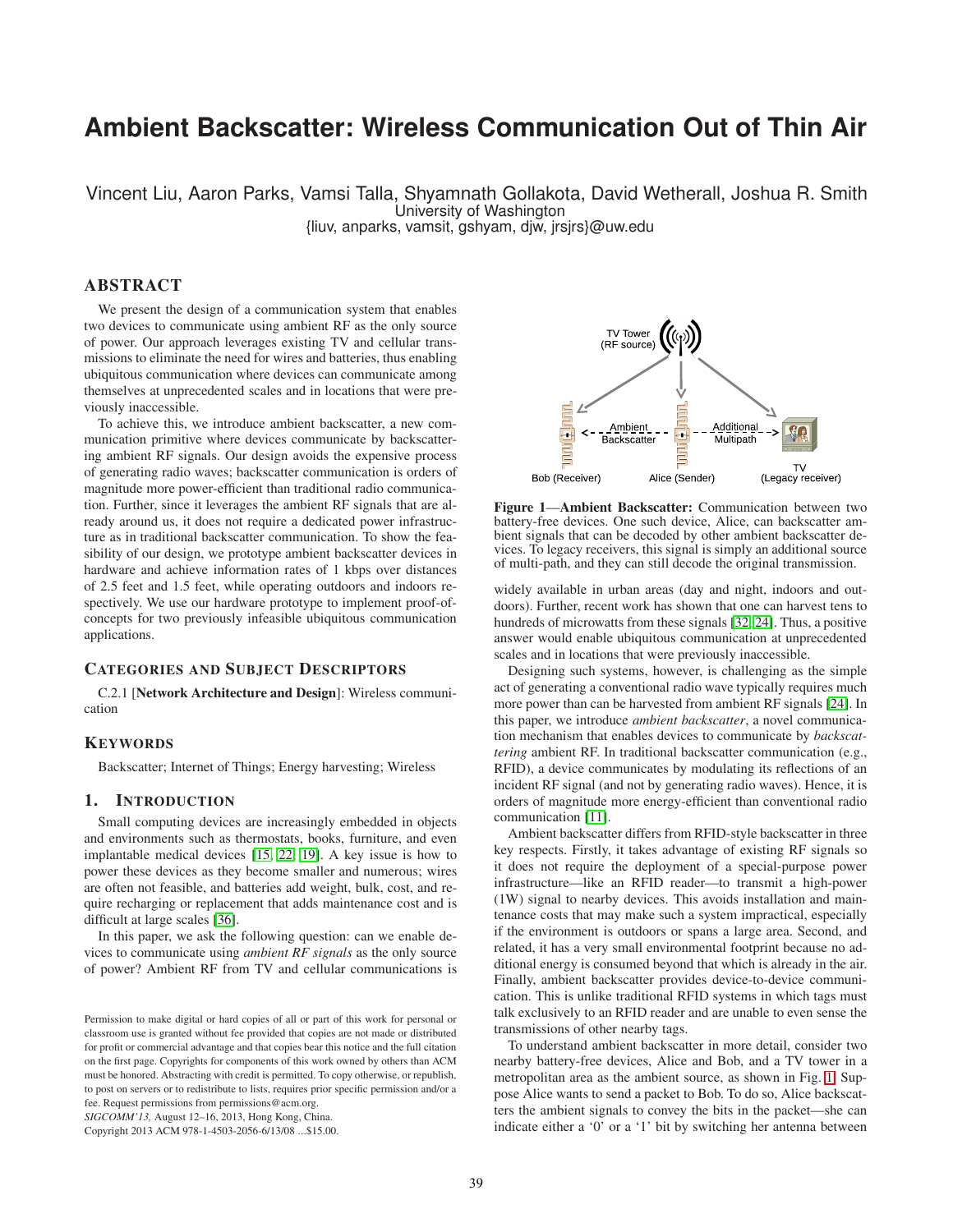# Ambient Backscatter: Wireless Communication Out of Thin Air

Vincent Liu, Aaron Parks, Vamsi Talla, Shyamnath Gollakota, David Wetherall, Joshua R. Smith
University of Washington
{liuv, anparks, vamsit, gshyam, djw, jrsjrs}@uw.edu

## ABSTRACT

We present the design of a communication system that enables two devices to communicate using ambient RF as the only source of power. Our approach leverages existing TV and cellular transmissions to eliminate the need for wires and batteries, thus enabling ubiquitous communication where devices can communicate among themselves at unprecedented scales and in locations that were previously inaccessible.

To achieve this, we introduce ambient backscatter, a new communication primitive where devices communicate by backscattering ambient RF signals. Our design avoids the expensive process of generating radio waves; backscatter communication is orders of magnitude more power-efficient than traditional radio communication. Further, since it leverages the ambient RF signals that are already around us, it does not require a dedicated power infrastructure as in traditional backscatter communication. To show the feasibility of our design, we prototype ambient backscatter devices in hardware and achieve information rates of 1 kbps over distances of 2.5 feet and 1.5 feet, while operating outdoors and indoors respectively. We use our hardware prototype to implement proof-of-concepts for two previously infeasible ubiquitous communication applications.

## CATEGORIES AND SUBJECT DESCRIPTORS

C.2.1 [**Network Architecture and Design**]: Wireless communication

## KEYWORDS

Backscatter; Internet of Things; Energy harvesting; Wireless

## 1. INTRODUCTION

Small computing devices are increasingly embedded in objects and environments such as thermostats, books, furniture, and even implantable medical devices [15, 22, 19]. A key issue is how to power these devices as they become smaller and numerous; wires are often not feasible, and batteries add weight, bulk, cost, and require recharging or replacement that adds maintenance cost and is difficult at large scales [36].

In this paper, we ask the following question: can we enable devices to communicate using *ambient RF signals* as the only source of power? Ambient RF from TV and cellular communications is widely available in urban areas (day and night, indoors and outdoors). Further, recent work has shown that one can harvest tens to hundreds of microwatts from these signals [32, 24]. Thus, a positive answer would enable ubiquitous communication at unprecedented scales and in locations that were previously inaccessible.

TV Tower (RF source)
Ambient Backscatter
Additional Multipath
Bob (Receiver)
Alice (Sender)
TV (Legacy receiver)

**Figure 1—Ambient Backscatter:** Communication between two battery-free devices. One such device, Alice, can backscatter ambient signals that can be decoded by other ambient backscatter devices. To legacy receivers, this signal is simply an additional source of multi-path, and they can still decode the original transmission.

Designing such systems, however, is challenging as the simple act of generating a conventional radio wave typically requires much more power than can be harvested from ambient RF signals [24]. In this paper, we introduce *ambient backscatter*, a novel communication mechanism that enables devices to communicate by *backscattering* ambient RF. In traditional backscatter communication (e.g., RFID), a device communicates by modulating its reflections of an incident RF signal (and not by generating radio waves). Hence, it is orders of magnitude more energy-efficient than conventional radio communication [11].

Ambient backscatter differs from RFID-style backscatter in three key respects. Firstly, it takes advantage of existing RF signals so it does not require the deployment of a special-purpose power infrastructure—like an RFID reader—to transmit a high-power (1W) signal to nearby devices. This avoids installation and maintenance costs that may make such a system impractical, especially if the environment is outdoors or spans a large area. Second, and related, it has a very small environmental footprint because no additional energy is consumed beyond that which is already in the air. Finally, ambient backscatter provides device-to-device communication. This is unlike traditional RFID systems in which tags must talk exclusively to an RFID reader and are unable to even sense the transmissions of other nearby tags.

To understand ambient backscatter in more detail, consider two nearby battery-free devices, Alice and Bob, and a TV tower in a metropolitan area as the ambient source, as shown in Fig. 1. Suppose Alice wants to send a packet to Bob. To do so, Alice backscatters the ambient signals to convey the bits in the packet—she can indicate either a '0' or a '1' bit by switching her antenna between

Permission to make digital or hard copies of all or part of this work for personal or classroom use is granted without fee provided that copies are not made or distributed for profit or commercial advantage and that copies bear this notice and the full citation on the first page. Copyrights for components of this work owned by others than ACM must be honored. Abstracting with credit is permitted. To copy otherwise, or republish, to post on servers or to redistribute to lists, requires prior specific permission and/or a fee. Request permissions from permissions@acm.org.
*SIGCOMM'13,* August 12–16, 2013, Hong Kong, China.
Copyright 2013 ACM 978-1-4503-2056-6/13/08 ...$15.00.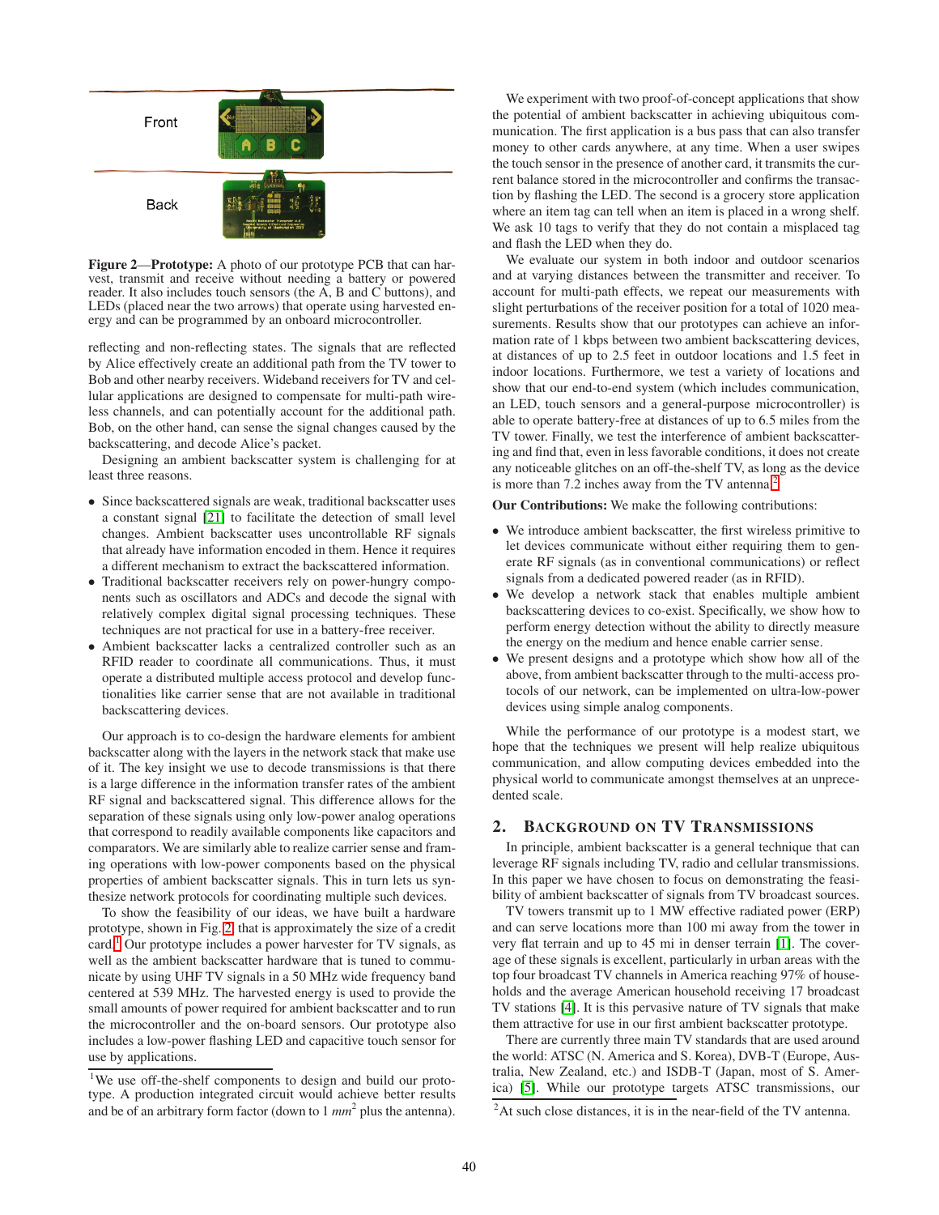Front

Back

**Figure 2—Prototype:** A photo of our prototype PCB that can harvest, transmit and receive without needing a battery or powered reader. It also includes touch sensors (the A, B and C buttons), and LEDs (placed near the two arrows) that operate using harvested energy and can be programmed by an onboard microcontroller.

reflecting and non-reflecting states. The signals that are reflected by Alice effectively create an additional path from the TV tower to Bob and other nearby receivers. Wideband receivers for TV and cellular applications are designed to compensate for multi-path wireless channels, and can potentially account for the additional path. Bob, on the other hand, can sense the signal changes caused by the backscattering, and decode Alice's packet.

Designing an ambient backscatter system is challenging for at least three reasons.

- Since backscattered signals are weak, traditional backscatter uses a constant signal [21] to facilitate the detection of small level changes. Ambient backscatter uses uncontrollable RF signals that already have information encoded in them. Hence it requires a different mechanism to extract the backscattered information.
- Traditional backscatter receivers rely on power-hungry components such as oscillators and ADCs and decode the signal with relatively complex digital signal processing techniques. These techniques are not practical for use in a battery-free receiver.
- Ambient backscatter lacks a centralized controller such as an RFID reader to coordinate all communications. Thus, it must operate a distributed multiple access protocol and develop functionalities like carrier sense that are not available in traditional backscattering devices.

Our approach is to co-design the hardware elements for ambient backscatter along with the layers in the network stack that make use of it. The key insight we use to decode transmissions is that there is a large difference in the information transfer rates of the ambient RF signal and backscattered signal. This difference allows for the separation of these signals using only low-power analog operations that correspond to readily available components like capacitors and comparators. We are similarly able to realize carrier sense and framing operations with low-power components based on the physical properties of ambient backscatter signals. This in turn lets us synthesize network protocols for coordinating multiple such devices.

To show the feasibility of our ideas, we have built a hardware prototype, shown in Fig. 2, that is approximately the size of a credit card.[1] Our prototype includes a power harvester for TV signals, as well as the ambient backscatter hardware that is tuned to communicate by using UHF TV signals in a 50 MHz wide frequency band centered at 539 MHz. The harvested energy is used to provide the small amounts of power required for ambient backscatter and to run the microcontroller and the on-board sensors. Our prototype also includes a low-power flashing LED and capacitive touch sensor for use by applications.

We experiment with two proof-of-concept applications that show the potential of ambient backscatter in achieving ubiquitous communication. The first application is a bus pass that can also transfer money to other cards anywhere, at any time. When a user swipes the touch sensor in the presence of another card, it transmits the current balance stored in the microcontroller and confirms the transaction by flashing the LED. The second is a grocery store application where an item tag can tell when an item is placed in a wrong shelf. We ask 10 tags to verify that they do not contain a misplaced tag and flash the LED when they do.

We evaluate our system in both indoor and outdoor scenarios and at varying distances between the transmitter and receiver. To account for multi-path effects, we repeat our measurements with slight perturbations of the receiver position for a total of 1020 measurements. Results show that our prototypes can achieve an information rate of 1 kbps between two ambient backscattering devices, at distances of up to 2.5 feet in outdoor locations and 1.5 feet in indoor locations. Furthermore, we test a variety of locations and show that our end-to-end system (which includes communication, an LED, touch sensors and a general-purpose microcontroller) is able to operate battery-free at distances of up to 6.5 miles from the TV tower. Finally, we test the interference of ambient backscattering and find that, even in less favorable conditions, it does not create any noticeable glitches on an off-the-shelf TV, as long as the device is more than 7.2 inches away from the TV antenna.[2]

**Our Contributions:** We make the following contributions:

- We introduce ambient backscatter, the first wireless primitive to let devices communicate without either requiring them to generate RF signals (as in conventional communications) or reflect signals from a dedicated powered reader (as in RFID).
- We develop a network stack that enables multiple ambient backscattering devices to co-exist. Specifically, we show how to perform energy detection without the ability to directly measure the energy on the medium and hence enable carrier sense.
- We present designs and a prototype which show how all of the above, from ambient backscatter through to the multi-access protocols of our network, can be implemented on ultra-low-power devices using simple analog components.

While the performance of our prototype is a modest start, we hope that the techniques we present will help realize ubiquitous communication, and allow computing devices embedded into the physical world to communicate amongst themselves at an unprecedented scale.

## 2. BACKGROUND ON TV TRANSMISSIONS

In principle, ambient backscatter is a general technique that can leverage RF signals including TV, radio and cellular transmissions. In this paper we have chosen to focus on demonstrating the feasibility of ambient backscatter of signals from TV broadcast sources.

TV towers transmit up to 1 MW effective radiated power (ERP) and can serve locations more than 100 mi away from the tower in very flat terrain and up to 45 mi in denser terrain [1]. The coverage of these signals is excellent, particularly in urban areas with the top four broadcast TV channels in America reaching 97% of households and the average American household receiving 17 broadcast TV stations [4]. It is this pervasive nature of TV signals that make them attractive for use in our first ambient backscatter prototype.

There are currently three main TV standards that are used around the world: ATSC (N. America and S. Korea), DVB-T (Europe, Australia, New Zealand, etc.) and ISDB-T (Japan, most of S. America) [5]. While our prototype targets ATSC transmissions, our

[1] We use off-the-shelf components to design and build our prototype. A production integrated circuit would achieve better results and be of an arbitrary form factor (down to 1 $mm^2$ plus the antenna).

[2] At such close distances, it is in the near-field of the TV antenna.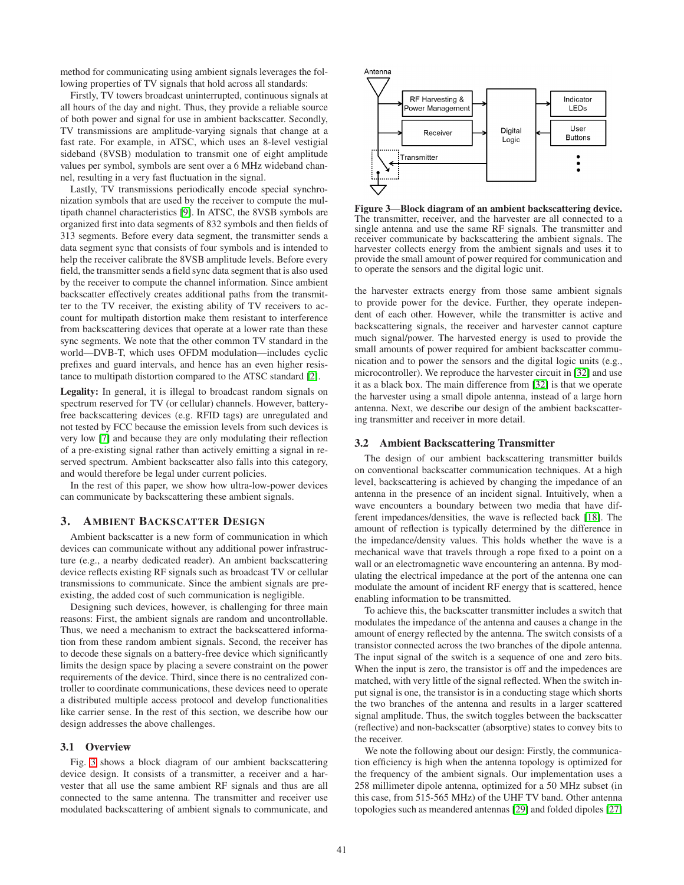method for communicating using ambient signals leverages the following properties of TV signals that hold across all standards:

Firstly, TV towers broadcast uninterrupted, continuous signals at all hours of the day and night. Thus, they provide a reliable source of both power and signal for use in ambient backscatter. Secondly, TV transmissions are amplitude-varying signals that change at a fast rate. For example, in ATSC, which uses an 8-level vestigial sideband (8VSB) modulation to transmit one of eight amplitude values per symbol, symbols are sent over a 6 MHz wideband channel, resulting in a very fast fluctuation in the signal.

Lastly, TV transmissions periodically encode special synchronization symbols that are used by the receiver to compute the multipath channel characteristics [9]. In ATSC, the 8VSB symbols are organized first into data segments of 832 symbols and then fields of 313 segments. Before every data segment, the transmitter sends a data segment sync that consists of four symbols and is intended to help the receiver calibrate the 8VSB amplitude levels. Before every field, the transmitter sends a field sync data segment that is also used by the receiver to compute the channel information. Since ambient backscatter effectively creates additional paths from the transmitter to the TV receiver, the existing ability of TV receivers to account for multipath distortion make them resistant to interference from backscattering devices that operate at a lower rate than these sync segments. We note that the other common TV standard in the world—DVB-T, which uses OFDM modulation—includes cyclic prefixes and guard intervals, and hence has an even higher resistance to multipath distortion compared to the ATSC standard [2].

**Legality:** In general, it is illegal to broadcast random signals on spectrum reserved for TV (or cellular) channels. However, battery-free backscattering devices (e.g. RFID tags) are unregulated and not tested by FCC because the emission levels from such devices is very low [7] and because they are only modulating their reflection of a pre-existing signal rather than actively emitting a signal in reserved spectrum. Ambient backscatter also falls into this category, and would therefore be legal under current policies.

In the rest of this paper, we show how ultra-low-power devices can communicate by backscattering these ambient signals.

## 3. AMBIENT BACKSCATTER DESIGN

Ambient backscatter is a new form of communication in which devices can communicate without any additional power infrastructure (e.g., a nearby dedicated reader). An ambient backscattering device reflects existing RF signals such as broadcast TV or cellular transmissions to communicate. Since the ambient signals are pre-existing, the added cost of such communication is negligible.

Designing such devices, however, is challenging for three main reasons: First, the ambient signals are random and uncontrollable. Thus, we need a mechanism to extract the backscattered information from these random ambient signals. Second, the receiver has to decode these signals on a battery-free device which significantly limits the design space by placing a severe constraint on the power requirements of the device. Third, since there is no centralized controller to coordinate communications, these devices need to operate a distributed multiple access protocol and develop functionalities like carrier sense. In the rest of this section, we describe how our design addresses the above challenges.

### 3.1 Overview

Fig. 3 shows a block diagram of our ambient backscattering device design. It consists of a transmitter, a receiver and a harvester that all use the same ambient RF signals and thus are all connected to the same antenna. The transmitter and receiver use modulated backscattering of ambient signals to communicate, and the harvester extracts energy from those same ambient signals to provide power for the device. Further, they operate independent of each other. However, while the transmitter is active and backscattering signals, the receiver and harvester cannot capture much signal/power. The harvested energy is used to provide the small amounts of power required for ambient backscatter communication and to power the sensors and the digital logic units (e.g., microcontroller). We reproduce the harvester circuit in [32] and use it as a black box. The main difference from [32] is that we operate the harvester using a small dipole antenna, instead of a large horn antenna. Next, we describe our design of the ambient backscattering transmitter and receiver in more detail.

Antenna | RF Harvesting & Power Management | Receiver | Transmitter | Digital Logic | Indicator LEDs | User Buttons

**Figure 3—Block diagram of an ambient backscattering device.** The transmitter, receiver, and the harvester are all connected to a single antenna and use the same RF signals. The transmitter and receiver communicate by backscattering the ambient signals. The harvester collects energy from the ambient signals and uses it to provide the small amount of power required for communication and to operate the sensors and the digital logic unit.

### 3.2 Ambient Backscattering Transmitter

The design of our ambient backscattering transmitter builds on conventional backscatter communication techniques. At a high level, backscattering is achieved by changing the impedance of an antenna in the presence of an incident signal. Intuitively, when a wave encounters a boundary between two media that have different impedances/densities, the wave is reflected back [18]. The amount of reflection is typically determined by the difference in the impedance/density values. This holds whether the wave is a mechanical wave that travels through a rope fixed to a point on a wall or an electromagnetic wave encountering an antenna. By modulating the electrical impedance at the port of the antenna one can modulate the amount of incident RF energy that is scattered, hence enabling information to be transmitted.

To achieve this, the backscatter transmitter includes a switch that modulates the impedance of the antenna and causes a change in the amount of energy reflected by the antenna. The switch consists of a transistor connected across the two branches of the dipole antenna. The input signal of the switch is a sequence of one and zero bits. When the input is zero, the transistor is off and the impedences are matched, with very little of the signal reflected. When the switch input signal is one, the transistor is in a conducting stage which shorts the two branches of the antenna and results in a larger scattered signal amplitude. Thus, the switch toggles between the backscatter (reflective) and non-backscatter (absorptive) states to convey bits to the receiver.

We note the following about our design: Firstly, the communication efficiency is high when the antenna topology is optimized for the frequency of the ambient signals. Our implementation uses a 258 millimeter dipole antenna, optimized for a 50 MHz subset (in this case, from 515-565 MHz) of the UHF TV band. Other antenna topologies such as meandered antennas [29] and folded dipoles [27]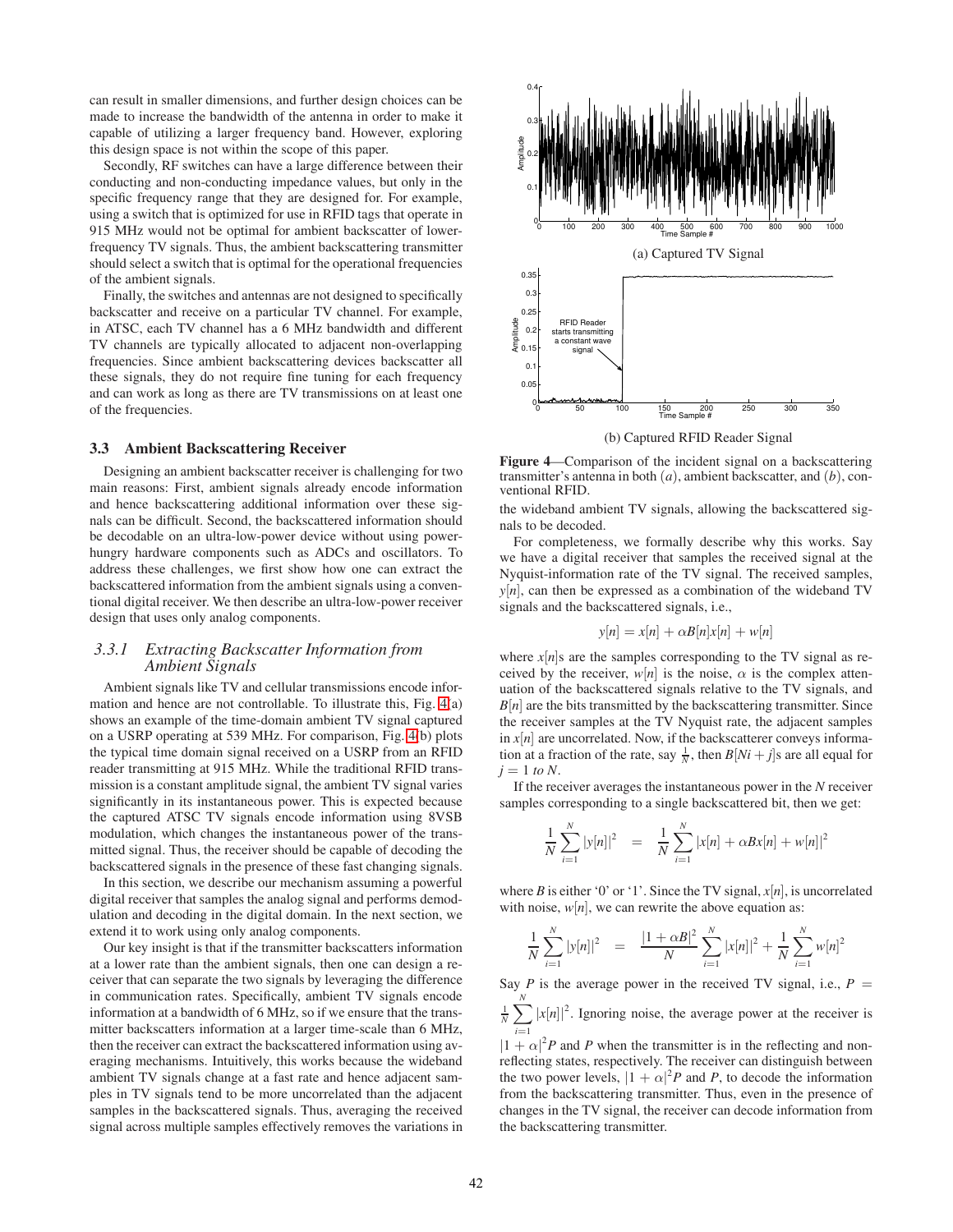can result in smaller dimensions, and further design choices can be made to increase the bandwidth of the antenna in order to make it capable of utilizing a larger frequency band. However, exploring this design space is not within the scope of this paper.

Secondly, RF switches can have a large difference between their conducting and non-conducting impedance values, but only in the specific frequency range that they are designed for. For example, using a switch that is optimized for use in RFID tags that operate in 915 MHz would not be optimal for ambient backscatter of lower-frequency TV signals. Thus, the ambient backscattering transmitter should select a switch that is optimal for the operational frequencies of the ambient signals.

Finally, the switches and antennas are not designed to specifically backscatter and receive on a particular TV channel. For example, in ATSC, each TV channel has a 6 MHz bandwidth and different TV channels are typically allocated to adjacent non-overlapping frequencies. Since ambient backscattering devices backscatter all these signals, they do not require fine tuning for each frequency and can work as long as there are TV transmissions on at least one of the frequencies.

### 3.3 Ambient Backscattering Receiver

Designing an ambient backscatter receiver is challenging for two main reasons: First, ambient signals already encode information and hence backscattering additional information over these signals can be difficult. Second, the backscattered information should be decodable on an ultra-low-power device without using power-hungry hardware components such as ADCs and oscillators. To address these challenges, we first show how one can extract the backscattered information from the ambient signals using a conventional digital receiver. We then describe an ultra-low-power receiver design that uses only analog components.

#### *3.3.1 Extracting Backscatter Information from Ambient Signals*

Ambient signals like TV and cellular transmissions encode information and hence are not controllable. To illustrate this, Fig. 4(a) shows an example of the time-domain ambient TV signal captured on a USRP operating at 539 MHz. For comparison, Fig. 4(b) plots the typical time domain signal received on a USRP from an RFID reader transmitting at 915 MHz. While the traditional RFID transmission is a constant amplitude signal, the ambient TV signal varies significantly in its instantaneous power. This is expected because the captured ATSC TV signals encode information using 8VSB modulation, which changes the instantaneous power of the transmitted signal. Thus, the receiver should be capable of decoding the backscattered signals in the presence of these fast changing signals.

In this section, we describe our mechanism assuming a powerful digital receiver that samples the analog signal and performs demodulation and decoding in the digital domain. In the next section, we extend it to work using only analog components.

Our key insight is that if the transmitter backscatters information at a lower rate than the ambient signals, then one can design a receiver that can separate the two signals by leveraging the difference in communication rates. Specifically, ambient TV signals encode information at a bandwidth of 6 MHz, so if we ensure that the transmitter backscatters information at a larger time-scale than 6 MHz, then the receiver can extract the backscattered information using averaging mechanisms. Intuitively, this works because the wideband ambient TV signals change at a fast rate and hence adjacent samples in TV signals tend to be more uncorrelated than the adjacent samples in the backscattered signals. Thus, averaging the received signal across multiple samples effectively removes the variations in the wideband ambient TV signals, allowing the backscattered signals to be decoded.

(a) Captured TV Signal

(b) Captured RFID Reader Signal

**Figure 4**—Comparison of the incident signal on a backscattering transmitter's antenna in both $(a)$, ambient backscatter, and $(b)$, conventional RFID.

For completeness, we formally describe why this works. Say we have a digital receiver that samples the received signal at the Nyquist-information rate of the TV signal. The received samples, $y[n]$, can then be expressed as a combination of the wideband TV signals and the backscattered signals, i.e.,

$$y[n] = x[n] + \alpha B[n]x[n] + w[n]$$

where $x[n]$s are the samples corresponding to the TV signal as received by the receiver, $w[n]$ is the noise, $\alpha$ is the complex attenuation of the backscattered signals relative to the TV signals, and $B[n]$ are the bits transmitted by the backscattering transmitter. Since the receiver samples at the TV Nyquist rate, the adjacent samples in $x[n]$ are uncorrelated. Now, if the backscatterer conveys information at a fraction of the rate, say $\frac{1}{N}$, then $B[Ni + j]$s are all equal for $j = 1$ *to* $N$.

If the receiver averages the instantaneous power in the $N$ receiver samples corresponding to a single backscattered bit, then we get:

$$\frac{1}{N}\sum_{i=1}^{N} |y[n]|^2 = \frac{1}{N}\sum_{i=1}^{N} |x[n] + \alpha Bx[n] + w[n]|^2$$

where $B$ is either '0' or '1'. Since the TV signal, $x[n]$, is uncorrelated with noise, $w[n]$, we can rewrite the above equation as:

$$\frac{1}{N}\sum_{i=1}^{N} |y[n]|^2 = \frac{|1 + \alpha B|^2}{N}\sum_{i=1}^{N} |x[n]|^2 + \frac{1}{N}\sum_{i=1}^{N} w[n]^2$$

Say $P$ is the average power in the received TV signal, i.e., $P = \frac{1}{N}\sum_{i=1}^{N} |x[n]|^2$. Ignoring noise, the average power at the receiver is $|1 + \alpha|^2 P$ and $P$ when the transmitter is in the reflecting and non-reflecting states, respectively. The receiver can distinguish between the two power levels, $|1 + \alpha|^2 P$ and $P$, to decode the information from the backscattering transmitter. Thus, even in the presence of changes in the TV signal, the receiver can decode information from the backscattering transmitter.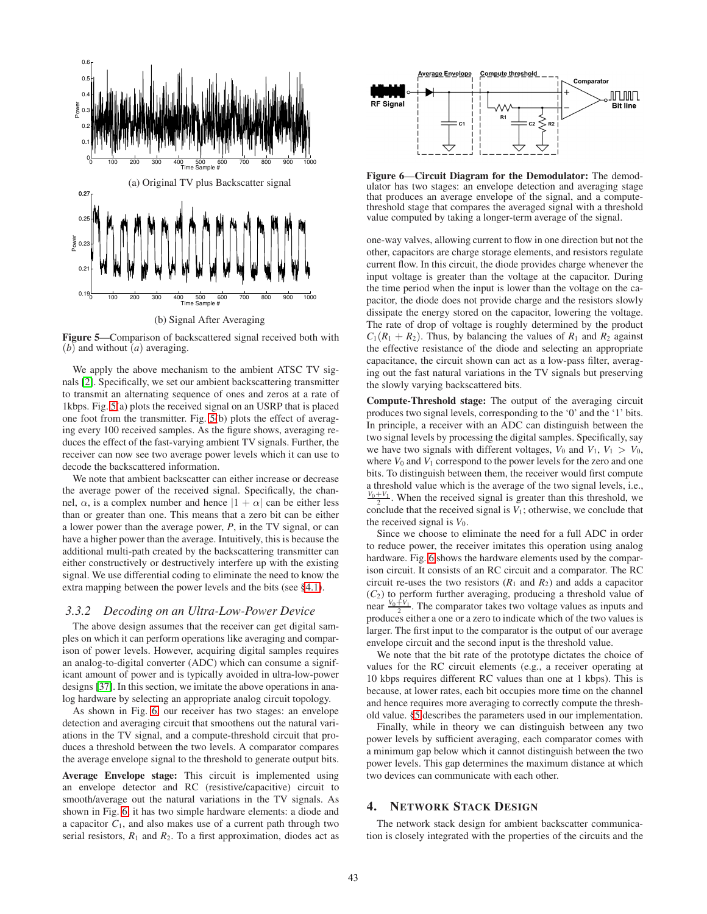(a) Original TV plus Backscatter signal

(b) Signal After Averaging

**Figure 5**—Comparison of backscattered signal received both with ($b$) and without ($a$) averaging.

We apply the above mechanism to the ambient ATSC TV signals [2]. Specifically, we set our ambient backscattering transmitter to transmit an alternating sequence of ones and zeros at a rate of 1kbps. Fig. 5(a) plots the received signal on an USRP that is placed one foot from the transmitter. Fig. 5(b) plots the effect of averaging every 100 received samples. As the figure shows, averaging reduces the effect of the fast-varying ambient TV signals. Further, the receiver can now see two average power levels which it can use to decode the backscattered information.

We note that ambient backscatter can either increase or decrease the average power of the received signal. Specifically, the channel, $\alpha$, is a complex number and hence $|1 + \alpha|$ can be either less than or greater than one. This means that a zero bit can be either a lower power than the average power, $P$, in the TV signal, or can have a higher power than the average. Intuitively, this is because the additional multi-path created by the backscattering transmitter can either constructively or destructively interfere up with the existing signal. We use differential coding to eliminate the need to know the extra mapping between the power levels and the bits (see §4.1).

### 3.3.2 Decoding on an Ultra-Low-Power Device

The above design assumes that the receiver can get digital samples on which it can perform operations like averaging and comparison of power levels. However, acquiring digital samples requires an analog-to-digital converter (ADC) which can consume a significant amount of power and is typically avoided in ultra-low-power designs [37]. In this section, we imitate the above operations in analog hardware by selecting an appropriate analog circuit topology.

As shown in Fig. 6, our receiver has two stages: an envelope detection and averaging circuit that smoothens out the natural variations in the TV signal, and a compute-threshold circuit that produces a threshold between the two levels. A comparator compares the average envelope signal to the threshold to generate output bits.

**Average Envelope stage:** This circuit is implemented using an envelope detector and RC (resistive/capacitive) circuit to smooth/average out the natural variations in the TV signals. As shown in Fig. 6, it has two simple hardware elements: a diode and a capacitor $C_1$, and also makes use of a current path through two serial resistors, $R_1$ and $R_2$. To a first approximation, diodes act as one-way valves, allowing current to flow in one direction but not the other, capacitors are charge storage elements, and resistors regulate current flow. In this circuit, the diode provides charge whenever the input voltage is greater than the voltage at the capacitor. During the time period when the input is lower than the voltage on the capacitor, the diode does not provide charge and the resistors slowly dissipate the energy stored on the capacitor, lowering the voltage. The rate of drop of voltage is roughly determined by the product $C_1(R_1 + R_2)$. Thus, by balancing the values of $R_1$ and $R_2$ against the effective resistance of the diode and selecting an appropriate capacitance, the circuit shown can act as a low-pass filter, averaging out the fast natural variations in the TV signals but preserving the slowly varying backscattered bits.

**Figure 6—Circuit Diagram for the Demodulator:** The demodulator has two stages: an envelope detection and averaging stage that produces an average envelope of the signal, and a compute-threshold stage that compares the averaged signal with a threshold value computed by taking a longer-term average of the signal.

**Compute-Threshold stage:** The output of the averaging circuit produces two signal levels, corresponding to the '0' and the '1' bits. In principle, a receiver with an ADC can distinguish between the two signal levels by processing the digital samples. Specifically, say we have two signals with different voltages, $V_0$ and $V_1$, $V_1 > V_0$, where $V_0$ and $V_1$ correspond to the power levels for the zero and one bits. To distinguish between them, the receiver would first compute a threshold value which is the average of the two signal levels, i.e., $\frac{V_0+V_1}{2}$. When the received signal is greater than this threshold, we conclude that the received signal is $V_1$; otherwise, we conclude that the received signal is $V_0$.

Since we choose to eliminate the need for a full ADC in order to reduce power, the receiver imitates this operation using analog hardware. Fig. 6 shows the hardware elements used by the comparison circuit. It consists of an RC circuit and a comparator. The RC circuit re-uses the two resistors ($R_1$ and $R_2$) and adds a capacitor ($C_2$) to perform further averaging, producing a threshold value of near $\frac{V_0+V_1}{2}$. The comparator takes two voltage values as inputs and produces either a one or a zero to indicate which of the two values is larger. The first input to the comparator is the output of our average envelope circuit and the second input is the threshold value.

We note that the bit rate of the prototype dictates the choice of values for the RC circuit elements (e.g., a receiver operating at 10 kbps requires different RC values than one at 1 kbps). This is because, at lower rates, each bit occupies more time on the channel and hence requires more averaging to correctly compute the threshold value. §5 describes the parameters used in our implementation.

Finally, while in theory we can distinguish between any two power levels by sufficient averaging, each comparator comes with a minimum gap below which it cannot distinguish between the two power levels. This gap determines the maximum distance at which two devices can communicate with each other.

## 4. NETWORK STACK DESIGN

The network stack design for ambient backscatter communication is closely integrated with the properties of the circuits and the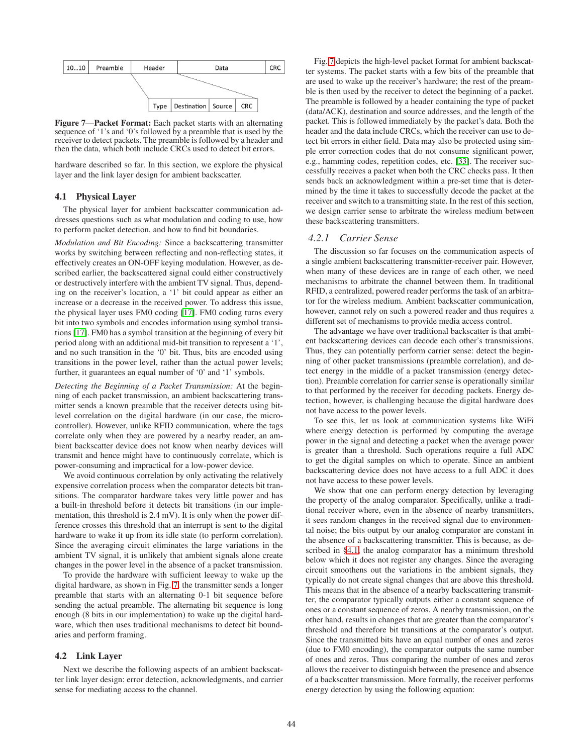| 10...10 | Preamble | Header | Data | CRC |
|---|---|---|---|---|

| Type | Destination | Source | CRC |
|---|---|---|---|

**Figure 7—Packet Format:** Each packet starts with an alternating sequence of '1's and '0's followed by a preamble that is used by the receiver to detect packets. The preamble is followed by a header and then the data, which both include CRCs used to detect bit errors.

hardware described so far. In this section, we explore the physical layer and the link layer design for ambient backscatter.

### 4.1 Physical Layer

The physical layer for ambient backscatter communication addresses questions such as what modulation and coding to use, how to perform packet detection, and how to find bit boundaries.

*Modulation and Bit Encoding:* Since a backscattering transmitter works by switching between reflecting and non-reflecting states, it effectively creates an ON-OFF keying modulation. However, as described earlier, the backscattered signal could either constructively or destructively interfere with the ambient TV signal. Thus, depending on the receiver's location, a '1' bit could appear as either an increase or a decrease in the received power. To address this issue, the physical layer uses FM0 coding [17]. FM0 coding turns every bit into two symbols and encodes information using symbol transitions [17]. FM0 has a symbol transition at the beginning of every bit period along with an additional mid-bit transition to represent a '1', and no such transition in the '0' bit. Thus, bits are encoded using transitions in the power level, rather than the actual power levels; further, it guarantees an equal number of '0' and '1' symbols.

*Detecting the Beginning of a Packet Transmission:* At the beginning of each packet transmission, an ambient backscattering transmitter sends a known preamble that the receiver detects using bit-level correlation on the digital hardware (in our case, the microcontroller). However, unlike RFID communication, where the tags correlate only when they are powered by a nearby reader, an ambient backscatter device does not know when nearby devices will transmit and hence might have to continuously correlate, which is power-consuming and impractical for a low-power device.

We avoid continuous correlation by only activating the relatively expensive correlation process when the comparator detects bit transitions. The comparator hardware takes very little power and has a built-in threshold before it detects bit transitions (in our implementation, this threshold is 2.4 mV). It is only when the power difference crosses this threshold that an interrupt is sent to the digital hardware to wake it up from its idle state (to perform correlation). Since the averaging circuit eliminates the large variations in the ambient TV signal, it is unlikely that ambient signals alone create changes in the power level in the absence of a packet transmission.

To provide the hardware with sufficient leeway to wake up the digital hardware, as shown in Fig. 7, the transmitter sends a longer preamble that starts with an alternating 0-1 bit sequence before sending the actual preamble. The alternating bit sequence is long enough (8 bits in our implementation) to wake up the digital hardware, which then uses traditional mechanisms to detect bit boundaries and perform framing.

### 4.2 Link Layer

Next we describe the following aspects of an ambient backscatter link layer design: error detection, acknowledgments, and carrier sense for mediating access to the channel.

Fig. 7 depicts the high-level packet format for ambient backscatter systems. The packet starts with a few bits of the preamble that are used to wake up the receiver's hardware; the rest of the preamble is then used by the receiver to detect the beginning of a packet. The preamble is followed by a header containing the type of packet (data/ACK), destination and source addresses, and the length of the packet. This is followed immediately by the packet's data. Both the header and the data include CRCs, which the receiver can use to detect bit errors in either field. Data may also be protected using simple error correction codes that do not consume significant power, e.g., hamming codes, repetition codes, etc. [33]. The receiver successfully receives a packet when both the CRC checks pass. It then sends back an acknowledgment within a pre-set time that is determined by the time it takes to successfully decode the packet at the receiver and switch to a transmitting state. In the rest of this section, we design carrier sense to arbitrate the wireless medium between these backscattering transmitters.

#### *4.2.1 Carrier Sense*

The discussion so far focuses on the communication aspects of a single ambient backscattering transmitter-receiver pair. However, when many of these devices are in range of each other, we need mechanisms to arbitrate the channel between them. In traditional RFID, a centralized, powered reader performs the task of an arbitrator for the wireless medium. Ambient backscatter communication, however, cannot rely on such a powered reader and thus requires a different set of mechanisms to provide media access control.

The advantage we have over traditional backscatter is that ambient backscattering devices can decode each other's transmissions. Thus, they can potentially perform carrier sense: detect the beginning of other packet transmissions (preamble correlation), and detect energy in the middle of a packet transmission (energy detection). Preamble correlation for carrier sense is operationally similar to that performed by the receiver for decoding packets. Energy detection, however, is challenging because the digital hardware does not have access to the power levels.

To see this, let us look at communication systems like WiFi where energy detection is performed by computing the average power in the signal and detecting a packet when the average power is greater than a threshold. Such operations require a full ADC to get the digital samples on which to operate. Since an ambient backscattering device does not have access to a full ADC it does not have access to these power levels.

We show that one can perform energy detection by leveraging the property of the analog comparator. Specifically, unlike a traditional receiver where, even in the absence of nearby transmitters, it sees random changes in the received signal due to environmental noise; the bits output by our analog comparator are constant in the absence of a backscattering transmitter. This is because, as described in §4.1, the analog comparator has a minimum threshold below which it does not register any changes. Since the averaging circuit smoothens out the variations in the ambient signals, they typically do not create signal changes that are above this threshold. This means that in the absence of a nearby backscattering transmitter, the comparator typically outputs either a constant sequence of ones or a constant sequence of zeros. A nearby transmission, on the other hand, results in changes that are greater than the comparator's threshold and therefore bit transitions at the comparator's output. Since the transmitted bits have an equal number of ones and zeros (due to FM0 encoding), the comparator outputs the same number of ones and zeros. Thus comparing the number of ones and zeros allows the receiver to distinguish between the presence and absence of a backscatter transmission. More formally, the receiver performs energy detection by using the following equation: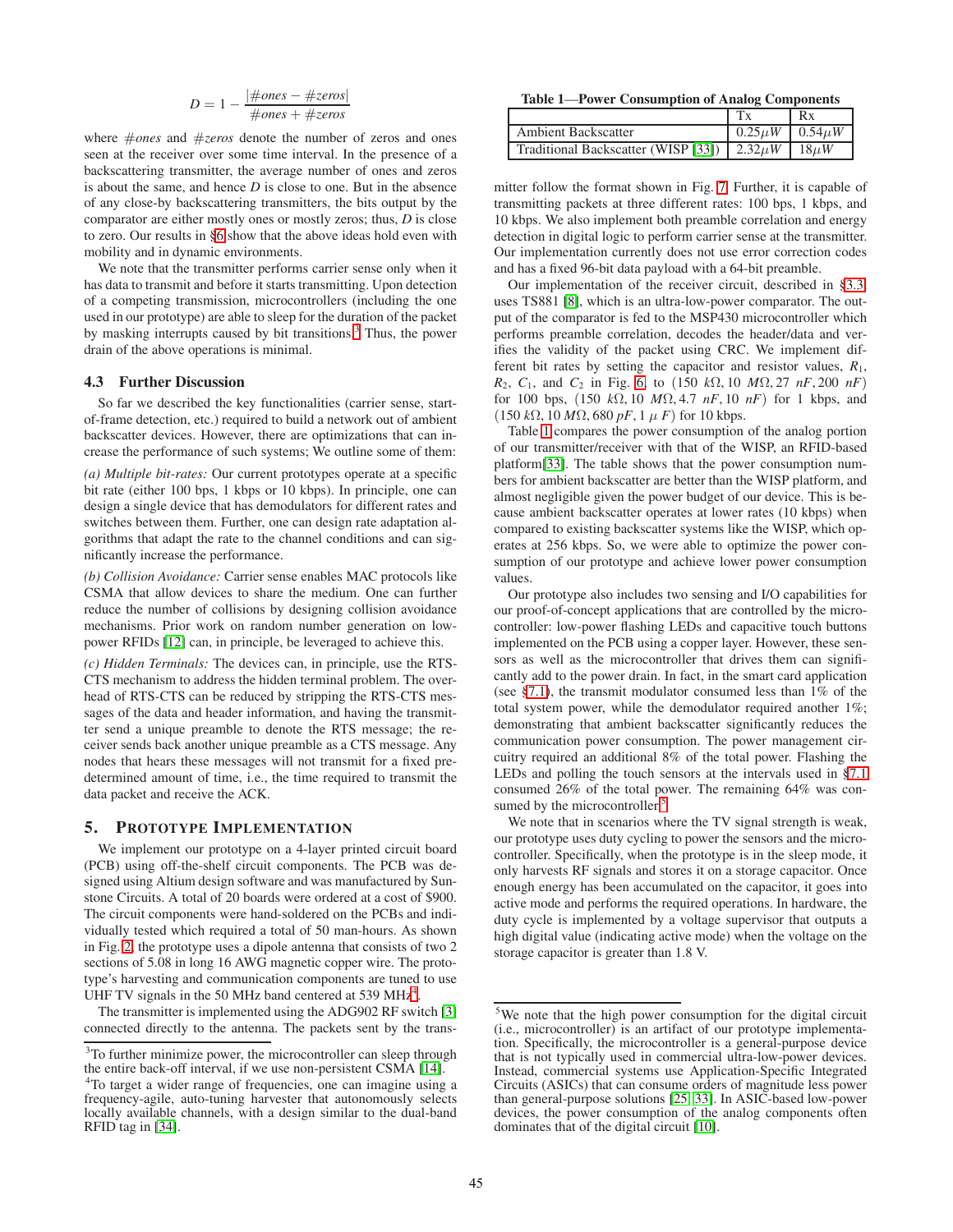$$D = 1 - \frac{|\#ones - \#zeros|}{\#ones + \#zeros}$$

where $\#ones$ and $\#zeros$ denote the number of zeros and ones seen at the receiver over some time interval. In the presence of a backscattering transmitter, the average number of ones and zeros is about the same, and hence $D$ is close to one. But in the absence of any close-by backscattering transmitters, the bits output by the comparator are either mostly ones or mostly zeros; thus, $D$ is close to zero. Our results in §6 show that the above ideas hold even with mobility and in dynamic environments.

We note that the transmitter performs carrier sense only when it has data to transmit and before it starts transmitting. Upon detection of a competing transmission, microcontrollers (including the one used in our prototype) are able to sleep for the duration of the packet by masking interrupts caused by bit transitions.[3] Thus, the power drain of the above operations is minimal.

### 4.3 Further Discussion

So far we described the key functionalities (carrier sense, start-of-frame detection, etc.) required to build a network out of ambient backscatter devices. However, there are optimizations that can increase the performance of such systems; We outline some of them:

*(a) Multiple bit-rates:* Our current prototypes operate at a specific bit rate (either 100 bps, 1 kbps or 10 kbps). In principle, one can design a single device that has demodulators for different rates and switches between them. Further, one can design rate adaptation algorithms that adapt the rate to the channel conditions and can significantly increase the performance.

*(b) Collision Avoidance:* Carrier sense enables MAC protocols like CSMA that allow devices to share the medium. One can further reduce the number of collisions by designing collision avoidance mechanisms. Prior work on random number generation on low-power RFIDs [12] can, in principle, be leveraged to achieve this.

*(c) Hidden Terminals:* The devices can, in principle, use the RTS-CTS mechanism to address the hidden terminal problem. The overhead of RTS-CTS can be reduced by stripping the RTS-CTS messages of the data and header information, and having the transmitter send a unique preamble to denote the RTS message; the receiver sends back another unique preamble as a CTS message. Any nodes that hears these messages will not transmit for a fixed predetermined amount of time, i.e., the time required to transmit the data packet and receive the ACK.

## 5. Prototype Implementation

We implement our prototype on a 4-layer printed circuit board (PCB) using off-the-shelf circuit components. The PCB was designed using Altium design software and was manufactured by Sunstone Circuits. A total of 20 boards were ordered at a cost of $900. The circuit components were hand-soldered on the PCBs and individually tested which required a total of 50 man-hours. As shown in Fig. 2, the prototype uses a dipole antenna that consists of two 2 sections of 5.08 in long 16 AWG magnetic copper wire. The prototype's harvesting and communication components are tuned to use UHF TV signals in the 50 MHz band centered at 539 MHz[4].

The transmitter is implemented using the ADG902 RF switch [3] connected directly to the antenna. The packets sent by the transmitter follow the format shown in Fig. 7. Further, it is capable of transmitting packets at three different rates: 100 bps, 1 kbps, and 10 kbps. We also implement both preamble correlation and energy detection in digital logic to perform carrier sense at the transmitter. Our implementation currently does not use error correction codes and has a fixed 96-bit data payload with a 64-bit preamble.

Our implementation of the receiver circuit, described in §3.3, uses TS881 [8], which is an ultra-low-power comparator. The output of the comparator is fed to the MSP430 microcontroller which performs preamble correlation, decodes the header/data and verifies the validity of the packet using CRC. We implement different bit rates by setting the capacitor and resistor values, $R_1$, $R_2$, $C_1$, and $C_2$ in Fig. 6, to $(150\ k\Omega, 10\ M\Omega, 27\ nF, 200\ nF)$ for 100 bps, $(150\ k\Omega, 10\ M\Omega, 4.7\ nF, 10\ nF)$ for 1 kbps, and $(150\ k\Omega, 10\ M\Omega, 680\ pF, 1\ \mu F)$ for 10 kbps.

**Table 1—Power Consumption of Analog Components**

| | Tx | Rx |
|---|---|---|
| Ambient Backscatter | $0.25\mu W$ | $0.54\mu W$ |
| Traditional Backscatter (WISP [33]) | $2.32\mu W$ | $18\mu W$ |

Table 1 compares the power consumption of the analog portion of our transmitter/receiver with that of the WISP, an RFID-based platform[33]. The table shows that the power consumption numbers for ambient backscatter are better than the WISP platform, and almost negligible given the power budget of our device. This is because ambient backscatter operates at lower rates (10 kbps) when compared to existing backscatter systems like the WISP, which operates at 256 kbps. So, we were able to optimize the power consumption of our prototype and achieve lower power consumption values.

Our prototype also includes two sensing and I/O capabilities for our proof-of-concept applications that are controlled by the microcontroller: low-power flashing LEDs and capacitive touch buttons implemented on the PCB using a copper layer. However, these sensors as well as the microcontroller that drives them can significantly add to the power drain. In fact, in the smart card application (see §7.1), the transmit modulator consumed less than 1% of the total system power, while the demodulator required another 1%; demonstrating that ambient backscatter significantly reduces the communication power consumption. The power management circuitry required an additional 8% of the total power. Flashing the LEDs and polling the touch sensors at the intervals used in §7.1 consumed 26% of the total power. The remaining 64% was consumed by the microcontroller.[5]

We note that in scenarios where the TV signal strength is weak, our prototype uses duty cycling to power the sensors and the microcontroller. Specifically, when the prototype is in the sleep mode, it only harvests RF signals and stores it on a storage capacitor. Once enough energy has been accumulated on the capacitor, it goes into active mode and performs the required operations. In hardware, the duty cycle is implemented by a voltage supervisor that outputs a high digital value (indicating active mode) when the voltage on the storage capacitor is greater than 1.8 V.

---

[3] To further minimize power, the microcontroller can sleep through the entire back-off interval, if we use non-persistent CSMA [14].

[4] To target a wider range of frequencies, one can imagine using a frequency-agile, auto-tuning harvester that autonomously selects locally available channels, with a design similar to the dual-band RFID tag in [34].

[5] We note that the high power consumption for the digital circuit (i.e., microcontroller) is an artifact of our prototype implementation. Specifically, the microcontroller is a general-purpose device that is not typically used in commercial ultra-low-power devices. Instead, commercial systems use Application-Specific Integrated Circuits (ASICs) that can consume orders of magnitude less power than general-purpose solutions [25, 33]. In ASIC-based low-power devices, the power consumption of the analog components often dominates that of the digital circuit [10].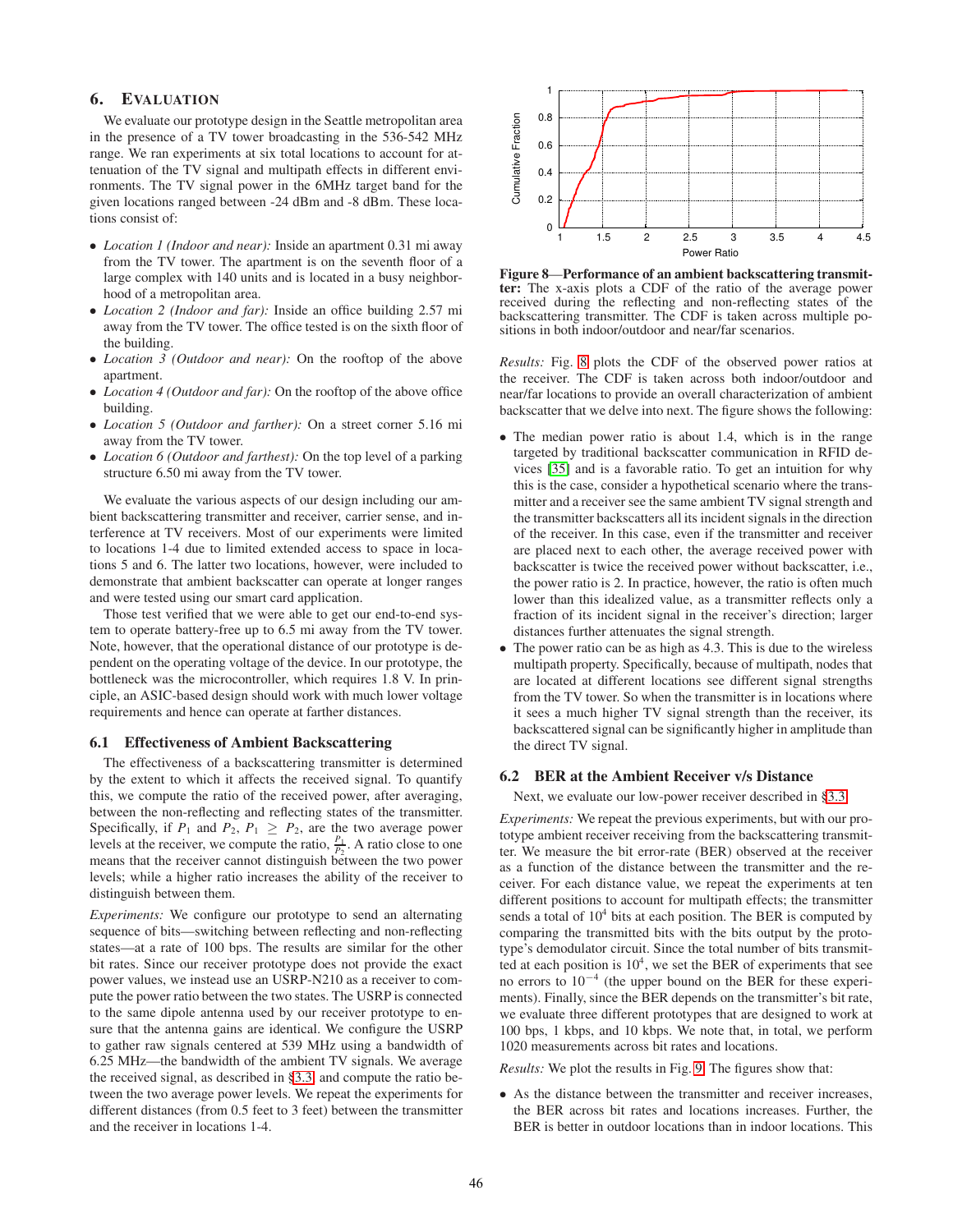## 6. EVALUATION

We evaluate our prototype design in the Seattle metropolitan area in the presence of a TV tower broadcasting in the 536-542 MHz range. We ran experiments at six total locations to account for attenuation of the TV signal and multipath effects in different environments. The TV signal power in the 6MHz target band for the given locations ranged between -24 dBm and -8 dBm. These locations consist of:

- *Location 1 (Indoor and near):* Inside an apartment 0.31 mi away from the TV tower. The apartment is on the seventh floor of a large complex with 140 units and is located in a busy neighborhood of a metropolitan area.
- *Location 2 (Indoor and far):* Inside an office building 2.57 mi away from the TV tower. The office tested is on the sixth floor of the building.
- *Location 3 (Outdoor and near):* On the rooftop of the above apartment.
- *Location 4 (Outdoor and far):* On the rooftop of the above office building.
- *Location 5 (Outdoor and farther):* On a street corner 5.16 mi away from the TV tower.
- *Location 6 (Outdoor and farthest):* On the top level of a parking structure 6.50 mi away from the TV tower.

We evaluate the various aspects of our design including our ambient backscattering transmitter and receiver, carrier sense, and interference at TV receivers. Most of our experiments were limited to locations 1-4 due to limited extended access to space in locations 5 and 6. The latter two locations, however, were included to demonstrate that ambient backscatter can operate at longer ranges and were tested using our smart card application.

Those test verified that we were able to get our end-to-end system to operate battery-free up to 6.5 mi away from the TV tower. Note, however, that the operational distance of our prototype is dependent on the operating voltage of the device. In our prototype, the bottleneck was the microcontroller, which requires 1.8 V. In principle, an ASIC-based design should work with much lower voltage requirements and hence can operate at farther distances.

### 6.1 Effectiveness of Ambient Backscattering

The effectiveness of a backscattering transmitter is determined by the extent to which it affects the received signal. To quantify this, we compute the ratio of the received power, after averaging, between the non-reflecting and reflecting states of the transmitter. Specifically, if $P_1$ and $P_2$, $P_1 \geq P_2$, are the two average power levels at the receiver, we compute the ratio, $\frac{P_1}{P_2}$. A ratio close to one means that the receiver cannot distinguish between the two power levels; while a higher ratio increases the ability of the receiver to distinguish between them.

*Experiments:* We configure our prototype to send an alternating sequence of bits—switching between reflecting and non-reflecting states—at a rate of 100 bps. The results are similar for the other bit rates. Since our receiver prototype does not provide the exact power values, we instead use an USRP-N210 as a receiver to compute the power ratio between the two states. The USRP is connected to the same dipole antenna used by our receiver prototype to ensure that the antenna gains are identical. We configure the USRP to gather raw signals centered at 539 MHz using a bandwidth of 6.25 MHz—the bandwidth of the ambient TV signals. We average the received signal, as described in §3.3, and compute the ratio between the two average power levels. We repeat the experiments for different distances (from 0.5 feet to 3 feet) between the transmitter and the receiver in locations 1-4.

**Figure 8—Performance of an ambient backscattering transmitter:** The x-axis plots a CDF of the ratio of the average power received during the reflecting and non-reflecting states of the backscattering transmitter. The CDF is taken across multiple positions in both indoor/outdoor and near/far scenarios.

*Results:* Fig. 8 plots the CDF of the observed power ratios at the receiver. The CDF is taken across both indoor/outdoor and near/far locations to provide an overall characterization of ambient backscatter that we delve into next. The figure shows the following:

- The median power ratio is about 1.4, which is in the range targeted by traditional backscatter communication in RFID devices [35] and is a favorable ratio. To get an intuition for why this is the case, consider a hypothetical scenario where the transmitter and a receiver see the same ambient TV signal strength and the transmitter backscatters all its incident signals in the direction of the receiver. In this case, even if the transmitter and receiver are placed next to each other, the average received power with backscatter is twice the received power without backscatter, i.e., the power ratio is 2. In practice, however, the ratio is often much lower than this idealized value, as a transmitter reflects only a fraction of its incident signal in the receiver's direction; larger distances further attenuates the signal strength.
- The power ratio can be as high as 4.3. This is due to the wireless multipath property. Specifically, because of multipath, nodes that are located at different locations see different signal strengths from the TV tower. So when the transmitter is in locations where it sees a much higher TV signal strength than the receiver, its backscattered signal can be significantly higher in amplitude than the direct TV signal.

### 6.2 BER at the Ambient Receiver v/s Distance

Next, we evaluate our low-power receiver described in §3.3.

*Experiments:* We repeat the previous experiments, but with our prototype ambient receiver receiving from the backscattering transmitter. We measure the bit error-rate (BER) observed at the receiver as a function of the distance between the transmitter and the receiver. For each distance value, we repeat the experiments at ten different positions to account for multipath effects; the transmitter sends a total of $10^4$ bits at each position. The BER is computed by comparing the transmitted bits with the bits output by the prototype's demodulator circuit. Since the total number of bits transmitted at each position is $10^4$, we set the BER of experiments that see no errors to $10^{-4}$ (the upper bound on the BER for these experiments). Finally, since the BER depends on the transmitter's bit rate, we evaluate three different prototypes that are designed to work at 100 bps, 1 kbps, and 10 kbps. We note that, in total, we perform 1020 measurements across bit rates and locations.

*Results:* We plot the results in Fig. 9. The figures show that:

- As the distance between the transmitter and receiver increases, the BER across bit rates and locations increases. Further, the BER is better in outdoor locations than in indoor locations. This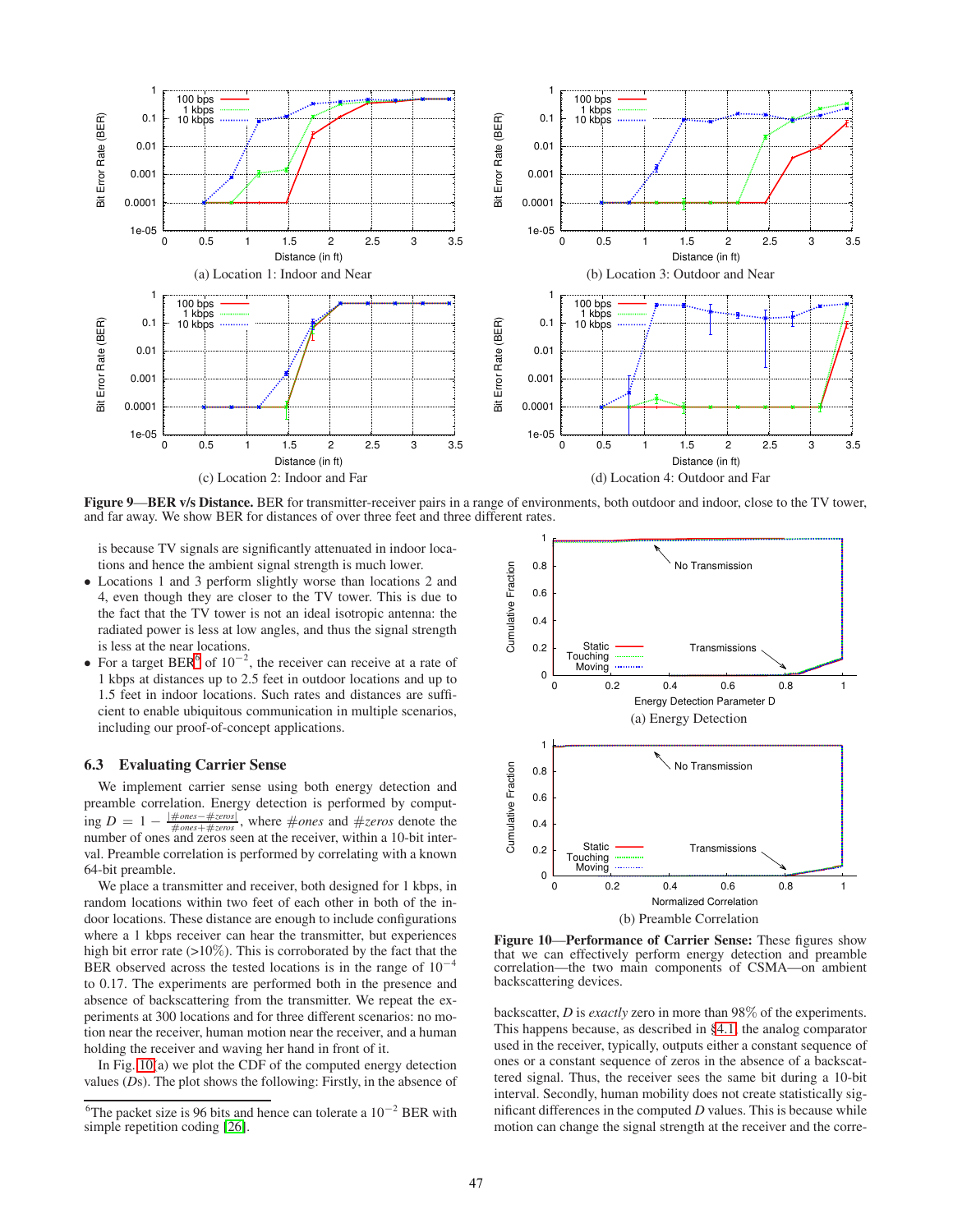(a) Location 1: Indoor and Near

(b) Location 3: Outdoor and Near

(c) Location 2: Indoor and Far

(d) Location 4: Outdoor and Far

**Figure 9—BER v/s Distance.** BER for transmitter-receiver pairs in a range of environments, both outdoor and indoor, close to the TV tower, and far away. We show BER for distances of over three feet and three different rates.

is because TV signals are significantly attenuated in indoor locations and hence the ambient signal strength is much lower.

- Locations 1 and 3 perform slightly worse than locations 2 and 4, even though they are closer to the TV tower. This is due to the fact that the TV tower is not an ideal isotropic antenna: the radiated power is less at low angles, and thus the signal strength is less at the near locations.
- For a target BER[6] of $10^{-2}$, the receiver can receive at a rate of 1 kbps at distances up to 2.5 feet in outdoor locations and up to 1.5 feet in indoor locations. Such rates and distances are sufficient to enable ubiquitous communication in multiple scenarios, including our proof-of-concept applications.

### 6.3 Evaluating Carrier Sense

We implement carrier sense using both energy detection and preamble correlation. Energy detection is performed by computing $D = 1 - \frac{|\#ones - \#zeros|}{\#ones + \#zeros}$, where $\#ones$ and $\#zeros$ denote the number of ones and zeros seen at the receiver, within a 10-bit interval. Preamble correlation is performed by correlating with a known 64-bit preamble.

We place a transmitter and receiver, both designed for 1 kbps, in random locations within two feet of each other in both of the indoor locations. These distance are enough to include configurations where a 1 kbps receiver can hear the transmitter, but experiences high bit error rate (>10%). This is corroborated by the fact that the BER observed across the tested locations is in the range of $10^{-4}$ to 0.17. The experiments are performed both in the presence and absence of backscattering from the transmitter. We repeat the experiments at 300 locations and for three different scenarios: no motion near the receiver, human motion near the receiver, and a human holding the receiver and waving her hand in front of it.

In Fig. 10(a) we plot the CDF of the computed energy detection values ($D$s). The plot shows the following: Firstly, in the absence of backscatter, $D$ is *exactly* zero in more than 98% of the experiments. This happens because, as described in §4.1, the analog comparator used in the receiver, typically, outputs either a constant sequence of ones or a constant sequence of zeros in the absence of a backscattered signal. Thus, the receiver sees the same bit during a 10-bit interval. Secondly, human mobility does not create statistically significant differences in the computed $D$ values. This is because while motion can change the signal strength at the receiver and the corre-

(a) Energy Detection

(b) Preamble Correlation

**Figure 10—Performance of Carrier Sense:** These figures show that we can effectively perform energy detection and preamble correlation—the two main components of CSMA—on ambient backscattering devices.

[6] The packet size is 96 bits and hence can tolerate a $10^{-2}$ BER with simple repetition coding [26].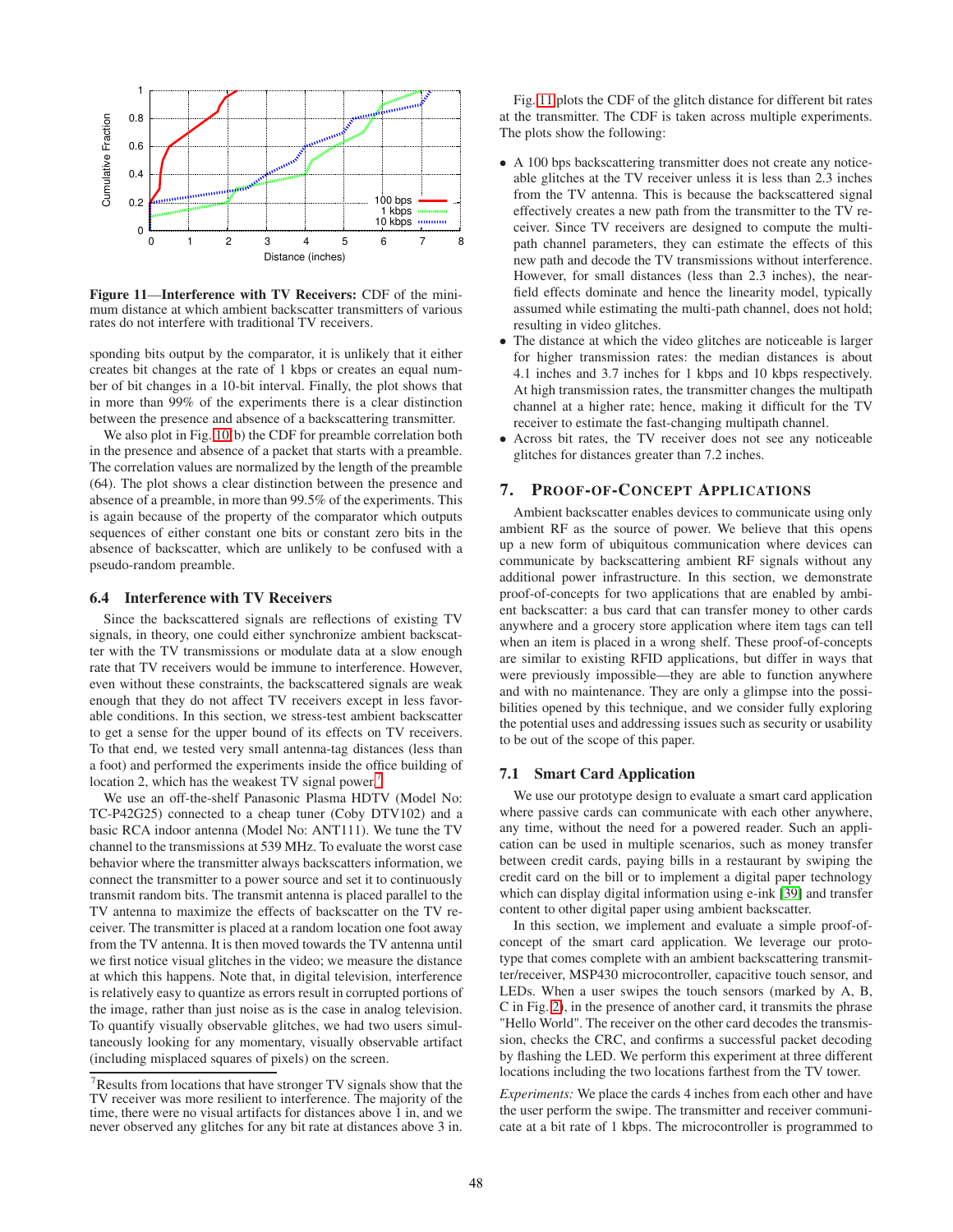**Figure 11—Interference with TV Receivers:** CDF of the minimum distance at which ambient backscatter transmitters of various rates do not interfere with traditional TV receivers.

sponding bits output by the comparator, it is unlikely that it either creates bit changes at the rate of 1 kbps or creates an equal number of bit changes in a 10-bit interval. Finally, the plot shows that in more than 99% of the experiments there is a clear distinction between the presence and absence of a backscattering transmitter.

We also plot in Fig. 10(b) the CDF for preamble correlation both in the presence and absence of a packet that starts with a preamble. The correlation values are normalized by the length of the preamble (64). The plot shows a clear distinction between the presence and absence of a preamble, in more than 99.5% of the experiments. This is again because of the property of the comparator which outputs sequences of either constant one bits or constant zero bits in the absence of backscatter, which are unlikely to be confused with a pseudo-random preamble.

### 6.4 Interference with TV Receivers

Since the backscattered signals are reflections of existing TV signals, in theory, one could either synchronize ambient backscatter with the TV transmissions or modulate data at a slow enough rate that TV receivers would be immune to interference. However, even without these constraints, the backscattered signals are weak enough that they do not affect TV receivers except in less favorable conditions. In this section, we stress-test ambient backscatter to get a sense for the upper bound of its effects on TV receivers. To that end, we tested very small antenna-tag distances (less than a foot) and performed the experiments inside the office building of location 2, which has the weakest TV signal power.[7]

We use an off-the-shelf Panasonic Plasma HDTV (Model No: TC-P42G25) connected to a cheap tuner (Coby DTV102) and a basic RCA indoor antenna (Model No: ANT111). We tune the TV channel to the transmissions at 539 MHz. To evaluate the worst case behavior where the transmitter always backscatters information, we connect the transmitter to a power source and set it to continuously transmit random bits. The transmit antenna is placed parallel to the TV antenna to maximize the effects of backscatter on the TV receiver. The transmitter is placed at a random location one foot away from the TV antenna. It is then moved towards the TV antenna until we first notice visual glitches in the video; we measure the distance at which this happens. Note that, in digital television, interference is relatively easy to quantize as errors result in corrupted portions of the image, rather than just noise as is the case in analog television. To quantify visually observable glitches, we had two users simultaneously looking for any momentary, visually observable artifact (including misplaced squares of pixels) on the screen.

[7] Results from locations that have stronger TV signals show that the TV receiver was more resilient to interference. The majority of the time, there were no visual artifacts for distances above 1 in, and we never observed any glitches for any bit rate at distances above 3 in.

Fig. 11 plots the CDF of the glitch distance for different bit rates at the transmitter. The CDF is taken across multiple experiments. The plots show the following:

- A 100 bps backscattering transmitter does not create any noticeable glitches at the TV receiver unless it is less than 2.3 inches from the TV antenna. This is because the backscattered signal effectively creates a new path from the transmitter to the TV receiver. Since TV receivers are designed to compute the multipath channel parameters, they can estimate the effects of this new path and decode the TV transmissions without interference. However, for small distances (less than 2.3 inches), the near-field effects dominate and hence the linearity model, typically assumed while estimating the multi-path channel, does not hold; resulting in video glitches.
- The distance at which the video glitches are noticeable is larger for higher transmission rates: the median distances is about 4.1 inches and 3.7 inches for 1 kbps and 10 kbps respectively. At high transmission rates, the transmitter changes the multipath channel at a higher rate; hence, making it difficult for the TV receiver to estimate the fast-changing multipath channel.
- Across bit rates, the TV receiver does not see any noticeable glitches for distances greater than 7.2 inches.

## 7. PROOF-OF-CONCEPT APPLICATIONS

Ambient backscatter enables devices to communicate using only ambient RF as the source of power. We believe that this opens up a new form of ubiquitous communication where devices can communicate by backscattering ambient RF signals without any additional power infrastructure. In this section, we demonstrate proof-of-concepts for two applications that are enabled by ambient backscatter: a bus card that can transfer money to other cards anywhere and a grocery store application where item tags can tell when an item is placed in a wrong shelf. These proof-of-concepts are similar to existing RFID applications, but differ in ways that were previously impossible—they are able to function anywhere and with no maintenance. They are only a glimpse into the possibilities opened by this technique, and we consider fully exploring the potential uses and addressing issues such as security or usability to be out of the scope of this paper.

### 7.1 Smart Card Application

We use our prototype design to evaluate a smart card application where passive cards can communicate with each other anywhere, any time, without the need for a powered reader. Such an application can be used in multiple scenarios, such as money transfer between credit cards, paying bills in a restaurant by swiping the credit card on the bill or to implement a digital paper technology which can display digital information using e-ink [39] and transfer content to other digital paper using ambient backscatter.

In this section, we implement and evaluate a simple proof-of-concept of the smart card application. We leverage our prototype that comes complete with an ambient backscattering transmitter/receiver, MSP430 microcontroller, capacitive touch sensor, and LEDs. When a user swipes the touch sensors (marked by A, B, C in Fig. 2), in the presence of another card, it transmits the phrase "Hello World". The receiver on the other card decodes the transmission, checks the CRC, and confirms a successful packet decoding by flashing the LED. We perform this experiment at three different locations including the two locations farthest from the TV tower.

*Experiments:* We place the cards 4 inches from each other and have the user perform the swipe. The transmitter and receiver communicate at a bit rate of 1 kbps. The microcontroller is programmed to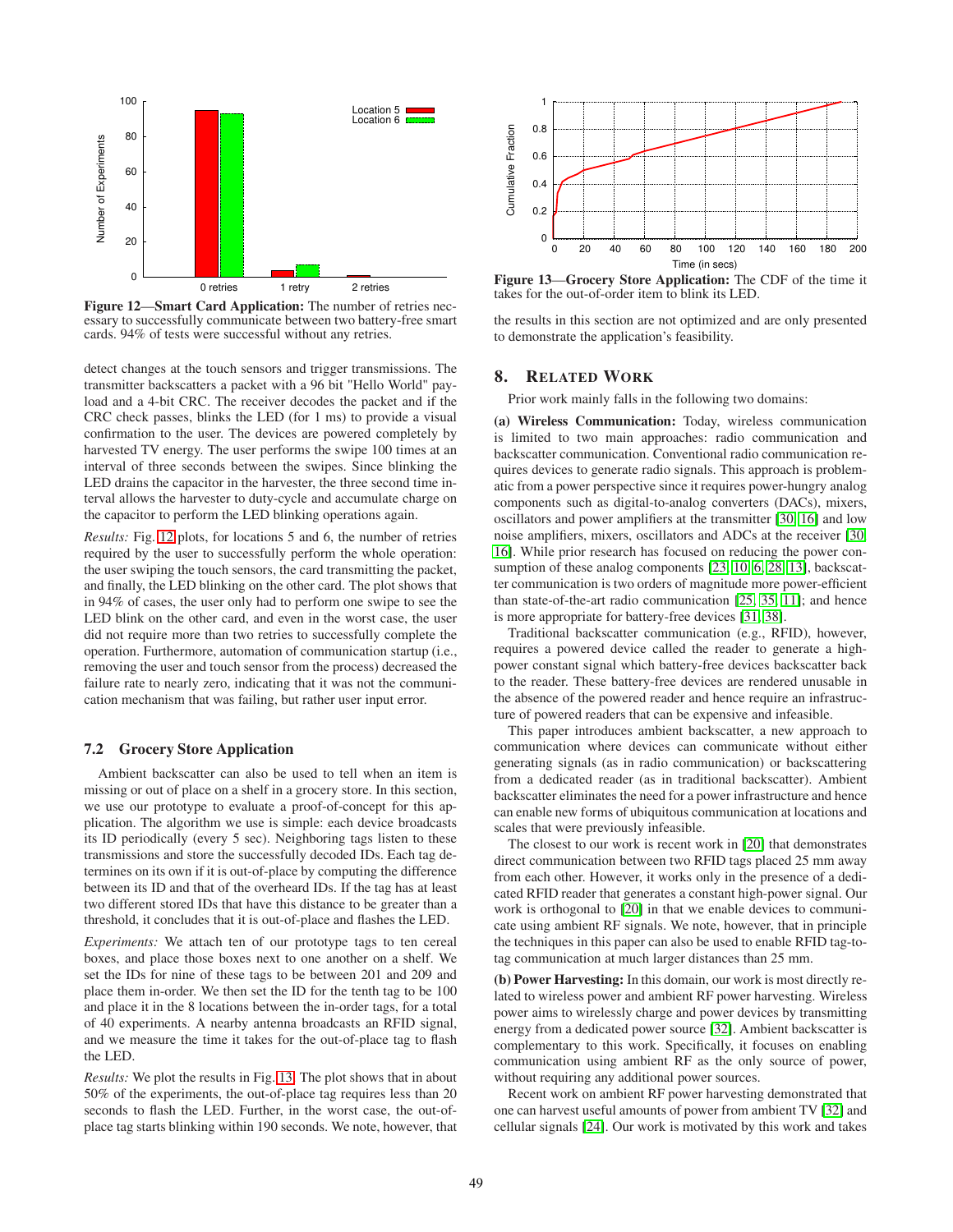Figure 12—**Smart Card Application:** The number of retries necessary to successfully communicate between two battery-free smart cards. 94% of tests were successful without any retries.

detect changes at the touch sensors and trigger transmissions. The transmitter backscatters a packet with a 96 bit "Hello World" payload and a 4-bit CRC. The receiver decodes the packet and if the CRC check passes, blinks the LED (for 1 ms) to provide a visual confirmation to the user. The devices are powered completely by harvested TV energy. The user performs the swipe 100 times at an interval of three seconds between the swipes. Since blinking the LED drains the capacitor in the harvester, the three second time interval allows the harvester to duty-cycle and accumulate charge on the capacitor to perform the LED blinking operations again.

*Results:* Fig. 12 plots, for locations 5 and 6, the number of retries required by the user to successfully perform the whole operation: the user swiping the touch sensors, the card transmitting the packet, and finally, the LED blinking on the other card. The plot shows that in 94% of cases, the user only had to perform one swipe to see the LED blink on the other card, and even in the worst case, the user did not require more than two retries to successfully complete the operation. Furthermore, automation of communication startup (i.e., removing the user and touch sensor from the process) decreased the failure rate to nearly zero, indicating that it was not the communication mechanism that was failing, but rather user input error.

### 7.2 Grocery Store Application

Ambient backscatter can also be used to tell when an item is missing or out of place on a shelf in a grocery store. In this section, we use our prototype to evaluate a proof-of-concept for this application. The algorithm we use is simple: each device broadcasts its ID periodically (every 5 sec). Neighboring tags listen to these transmissions and store the successfully decoded IDs. Each tag determines on its own if it is out-of-place by computing the difference between its ID and that of the overheard IDs. If the tag has at least two different stored IDs that have this distance to be greater than a threshold, it concludes that it is out-of-place and flashes the LED.

*Experiments:* We attach ten of our prototype tags to ten cereal boxes, and place those boxes next to one another on a shelf. We set the IDs for nine of these tags to be between 201 and 209 and place them in-order. We then set the ID for the tenth tag to be 100 and place it in the 8 locations between the in-order tags, for a total of 40 experiments. A nearby antenna broadcasts an RFID signal, and we measure the time it takes for the out-of-place tag to flash the LED.

*Results:* We plot the results in Fig. 13. The plot shows that in about 50% of the experiments, the out-of-place tag requires less than 20 seconds to flash the LED. Further, in the worst case, the out-of-place tag starts blinking within 190 seconds. We note, however, that

Figure 13—**Grocery Store Application:** The CDF of the time it takes for the out-of-order item to blink its LED.

the results in this section are not optimized and are only presented to demonstrate the application's feasibility.

## 8. Related Work

Prior work mainly falls in the following two domains:

**(a) Wireless Communication:** Today, wireless communication is limited to two main approaches: radio communication and backscatter communication. Conventional radio communication requires devices to generate radio signals. This approach is problematic from a power perspective since it requires power-hungry analog components such as digital-to-analog converters (DACs), mixers, oscillators and power amplifiers at the transmitter [30, 16] and low noise amplifiers, mixers, oscillators and ADCs at the receiver [30, 16]. While prior research has focused on reducing the power consumption of these analog components [23, 10, 6, 28, 13], backscatter communication is two orders of magnitude more power-efficient than state-of-the-art radio communication [25, 35, 11]; and hence is more appropriate for battery-free devices [31, 38].

Traditional backscatter communication (e.g., RFID), however, requires a powered device called the reader to generate a high-power constant signal which battery-free devices backscatter back to the reader. These battery-free devices are rendered unusable in the absence of the powered reader and hence require an infrastructure of powered readers that can be expensive and infeasible.

This paper introduces ambient backscatter, a new approach to communication where devices can communicate without either generating signals (as in radio communication) or backscattering from a dedicated reader (as in traditional backscatter). Ambient backscatter eliminates the need for a power infrastructure and hence can enable new forms of ubiquitous communication at locations and scales that were previously infeasible.

The closest to our work is recent work in [20] that demonstrates direct communication between two RFID tags placed 25 mm away from each other. However, it works only in the presence of a dedicated RFID reader that generates a constant high-power signal. Our work is orthogonal to [20] in that we enable devices to communicate using ambient RF signals. We note, however, that in principle the techniques in this paper can also be used to enable RFID tag-to-tag communication at much larger distances than 25 mm.

**(b) Power Harvesting:** In this domain, our work is most directly related to wireless power and ambient RF power harvesting. Wireless power aims to wirelessly charge and power devices by transmitting energy from a dedicated power source [32]. Ambient backscatter is complementary to this work. Specifically, it focuses on enabling communication using ambient RF as the only source of power, without requiring any additional power sources.

Recent work on ambient RF power harvesting demonstrated that one can harvest useful amounts of power from ambient TV [32] and cellular signals [24]. Our work is motivated by this work and takes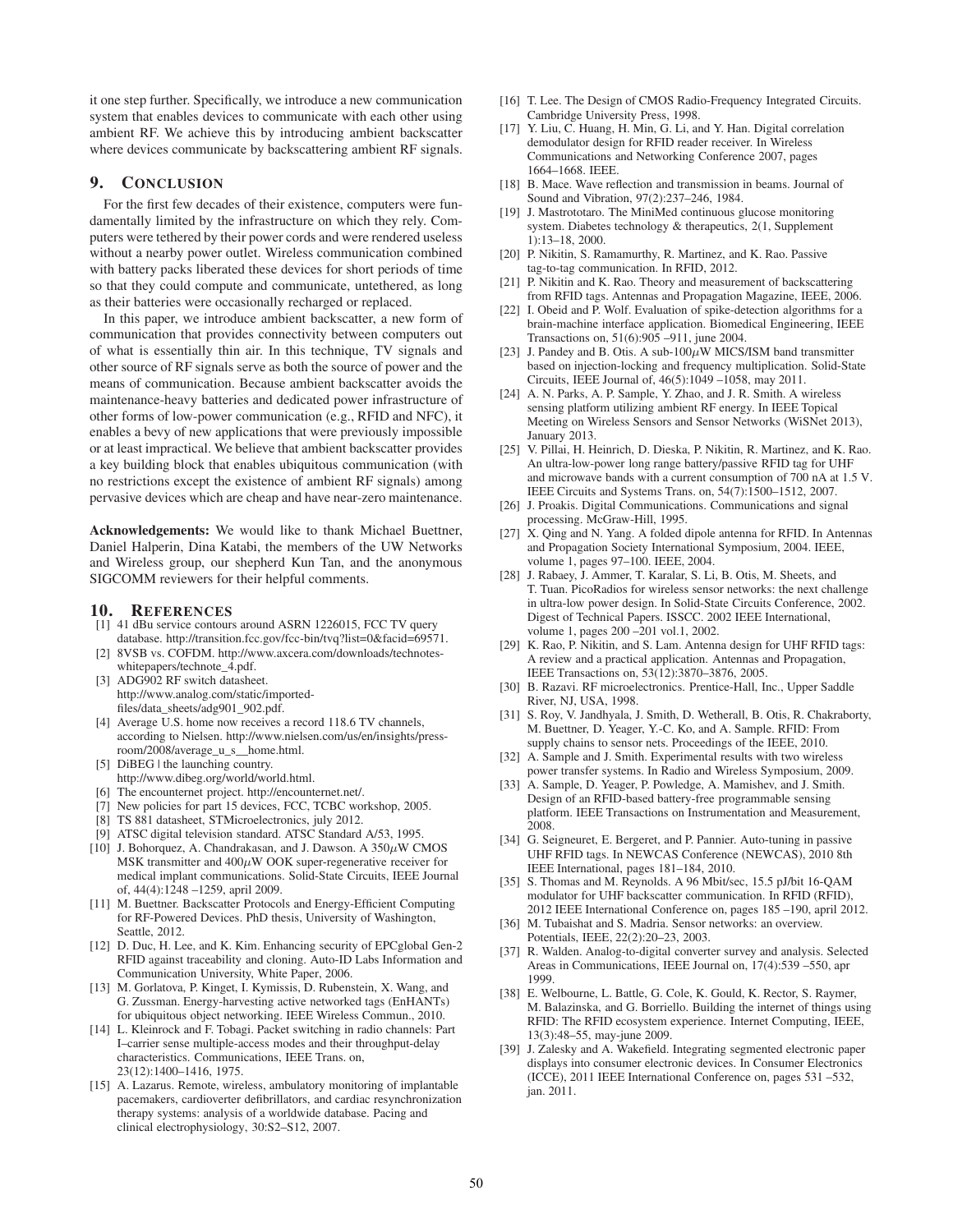it one step further. Specifically, we introduce a new communication system that enables devices to communicate with each other using ambient RF. We achieve this by introducing ambient backscatter where devices communicate by backscattering ambient RF signals.

## 9. CONCLUSION

For the first few decades of their existence, computers were fundamentally limited by the infrastructure on which they rely. Computers were tethered by their power cords and were rendered useless without a nearby power outlet. Wireless communication combined with battery packs liberated these devices for short periods of time so that they could compute and communicate, untethered, as long as their batteries were occasionally recharged or replaced.

In this paper, we introduce ambient backscatter, a new form of communication that provides connectivity between computers out of what is essentially thin air. In this technique, TV signals and other source of RF signals serve as both the source of power and the means of communication. Because ambient backscatter avoids the maintenance-heavy batteries and dedicated power infrastructure of other forms of low-power communication (e.g., RFID and NFC), it enables a bevy of new applications that were previously impossible or at least impractical. We believe that ambient backscatter provides a key building block that enables ubiquitous communication (with no restrictions except the existence of ambient RF signals) among pervasive devices which are cheap and have near-zero maintenance.

**Acknowledgements:** We would like to thank Michael Buettner, Daniel Halperin, Dina Katabi, the members of the UW Networks and Wireless group, our shepherd Kun Tan, and the anonymous SIGCOMM reviewers for their helpful comments.

## 10. REFERENCES

[1] 41 dBu service contours around ASRN 1226015, FCC TV query database. http://transition.fcc.gov/fcc-bin/tvq?list=0&facid=69571.

[2] 8VSB vs. COFDM. http://www.axcera.com/downloads/technotes-whitepapers/technote_4.pdf.

[3] ADG902 RF switch datasheet. http://www.analog.com/static/imported-files/data_sheets/adg901_902.pdf.

[4] Average U.S. home now receives a record 118.6 TV channels, according to Nielsen. http://www.nielsen.com/us/en/insights/press-room/2008/average_u_s__home.html.

[5] DiBEG | the launching country. http://www.dibeg.org/world/world.html.

[6] The encounternet project. http://encounternet.net/.

[7] New policies for part 15 devices, FCC, TCBC workshop, 2005.

[8] TS 881 datasheet, STMicroelectronics, july 2012.

[9] ATSC digital television standard. ATSC Standard A/53, 1995.

[10] J. Bohorquez, A. Chandrakasan, and J. Dawson. A 350$\mu$W CMOS MSK transmitter and 400$\mu$W OOK super-regenerative receiver for medical implant communications. Solid-State Circuits, IEEE Journal of, 44(4):1248 –1259, april 2009.

[11] M. Buettner. Backscatter Protocols and Energy-Efficient Computing for RF-Powered Devices. PhD thesis, University of Washington, Seattle, 2012.

[12] D. Duc, H. Lee, and K. Kim. Enhancing security of EPCglobal Gen-2 RFID against traceability and cloning. Auto-ID Labs Information and Communication University, White Paper, 2006.

[13] M. Gorlatova, P. Kinget, I. Kymissis, D. Rubenstein, X. Wang, and G. Zussman. Energy-harvesting active networked tags (EnHANTs) for ubiquitous object networking. IEEE Wireless Commun., 2010.

[14] L. Kleinrock and F. Tobagi. Packet switching in radio channels: Part I–carrier sense multiple-access modes and their throughput-delay characteristics. Communications, IEEE Trans. on, 23(12):1400–1416, 1975.

[15] A. Lazarus. Remote, wireless, ambulatory monitoring of implantable pacemakers, cardioverter defibrillators, and cardiac resynchronization therapy systems: analysis of a worldwide database. Pacing and clinical electrophysiology, 30:S2–S12, 2007.

[16] T. Lee. The Design of CMOS Radio-Frequency Integrated Circuits. Cambridge University Press, 1998.

[17] Y. Liu, C. Huang, H. Min, G. Li, and Y. Han. Digital correlation demodulator design for RFID reader receiver. In Wireless Communications and Networking Conference 2007, pages 1664–1668. IEEE.

[18] B. Mace. Wave reflection and transmission in beams. Journal of Sound and Vibration, 97(2):237–246, 1984.

[19] J. Mastrototaro. The MiniMed continuous glucose monitoring system. Diabetes technology & therapeutics, 2(1, Supplement 1):13–18, 2000.

[20] P. Nikitin, S. Ramamurthy, R. Martinez, and K. Rao. Passive tag-to-tag communication. In RFID, 2012.

[21] P. Nikitin and K. Rao. Theory and measurement of backscattering from RFID tags. Antennas and Propagation Magazine, IEEE, 2006.

[22] I. Obeid and P. Wolf. Evaluation of spike-detection algorithms for a brain-machine interface application. Biomedical Engineering, IEEE Transactions on, 51(6):905 –911, june 2004.

[23] J. Pandey and B. Otis. A sub-100$\mu$W MICS/ISM band transmitter based on injection-locking and frequency multiplication. Solid-State Circuits, IEEE Journal of, 46(5):1049 –1058, may 2011.

[24] A. N. Parks, A. P. Sample, Y. Zhao, and J. R. Smith. A wireless sensing platform utilizing ambient RF energy. In IEEE Topical Meeting on Wireless Sensors and Sensor Networks (WiSNet 2013), January 2013.

[25] V. Pillai, H. Heinrich, D. Dieska, P. Nikitin, R. Martinez, and K. Rao. An ultra-low-power long range battery/passive RFID tag for UHF and microwave bands with a current consumption of 700 nA at 1.5 V. IEEE Circuits and Systems Trans. on, 54(7):1500–1512, 2007.

[26] J. Proakis. Digital Communications. Communications and signal processing. McGraw-Hill, 1995.

[27] X. Qing and N. Yang. A folded dipole antenna for RFID. In Antennas and Propagation Society International Symposium, 2004. IEEE, volume 1, pages 97–100. IEEE, 2004.

[28] J. Rabaey, J. Ammer, T. Karalar, S. Li, B. Otis, M. Sheets, and T. Tuan. PicoRadios for wireless sensor networks: the next challenge in ultra-low power design. In Solid-State Circuits Conference, 2002. Digest of Technical Papers. ISSCC. 2002 IEEE International, volume 1, pages 200 –201 vol.1, 2002.

[29] K. Rao, P. Nikitin, and S. Lam. Antenna design for UHF RFID tags: A review and a practical application. Antennas and Propagation, IEEE Transactions on, 53(12):3870–3876, 2005.

[30] B. Razavi. RF microelectronics. Prentice-Hall, Inc., Upper Saddle River, NJ, USA, 1998.

[31] S. Roy, V. Jandhyala, J. Smith, D. Wetherall, B. Otis, R. Chakraborty, M. Buettner, D. Yeager, Y.-C. Ko, and A. Sample. RFID: From supply chains to sensor nets. Proceedings of the IEEE, 2010.

[32] A. Sample and J. Smith. Experimental results with two wireless power transfer systems. In Radio and Wireless Symposium, 2009.

[33] A. Sample, D. Yeager, P. Powledge, A. Mamishev, and J. Smith. Design of an RFID-based battery-free programmable sensing platform. IEEE Transactions on Instrumentation and Measurement, 2008.

[34] G. Seigneuret, E. Bergeret, and P. Pannier. Auto-tuning in passive UHF RFID tags. In NEWCAS Conference (NEWCAS), 2010 8th IEEE International, pages 181–184, 2010.

[35] S. Thomas and M. Reynolds. A 96 Mbit/sec, 15.5 pJ/bit 16-QAM modulator for UHF backscatter communication. In RFID (RFID), 2012 IEEE International Conference on, pages 185 –190, april 2012.

[36] M. Tubaishat and S. Madria. Sensor networks: an overview. Potentials, IEEE, 22(2):20–23, 2003.

[37] R. Walden. Analog-to-digital converter survey and analysis. Selected Areas in Communications, IEEE Journal on, 17(4):539 –550, apr 1999.

[38] E. Welbourne, L. Battle, G. Cole, K. Gould, K. Rector, S. Raymer, M. Balazinska, and G. Borriello. Building the internet of things using RFID: The RFID ecosystem experience. Internet Computing, IEEE, 13(3):48–55, may-june 2009.

[39] J. Zalesky and A. Wakefield. Integrating segmented electronic paper displays into consumer electronic devices. In Consumer Electronics (ICCE), 2011 IEEE International Conference on, pages 531 –532, jan. 2011.